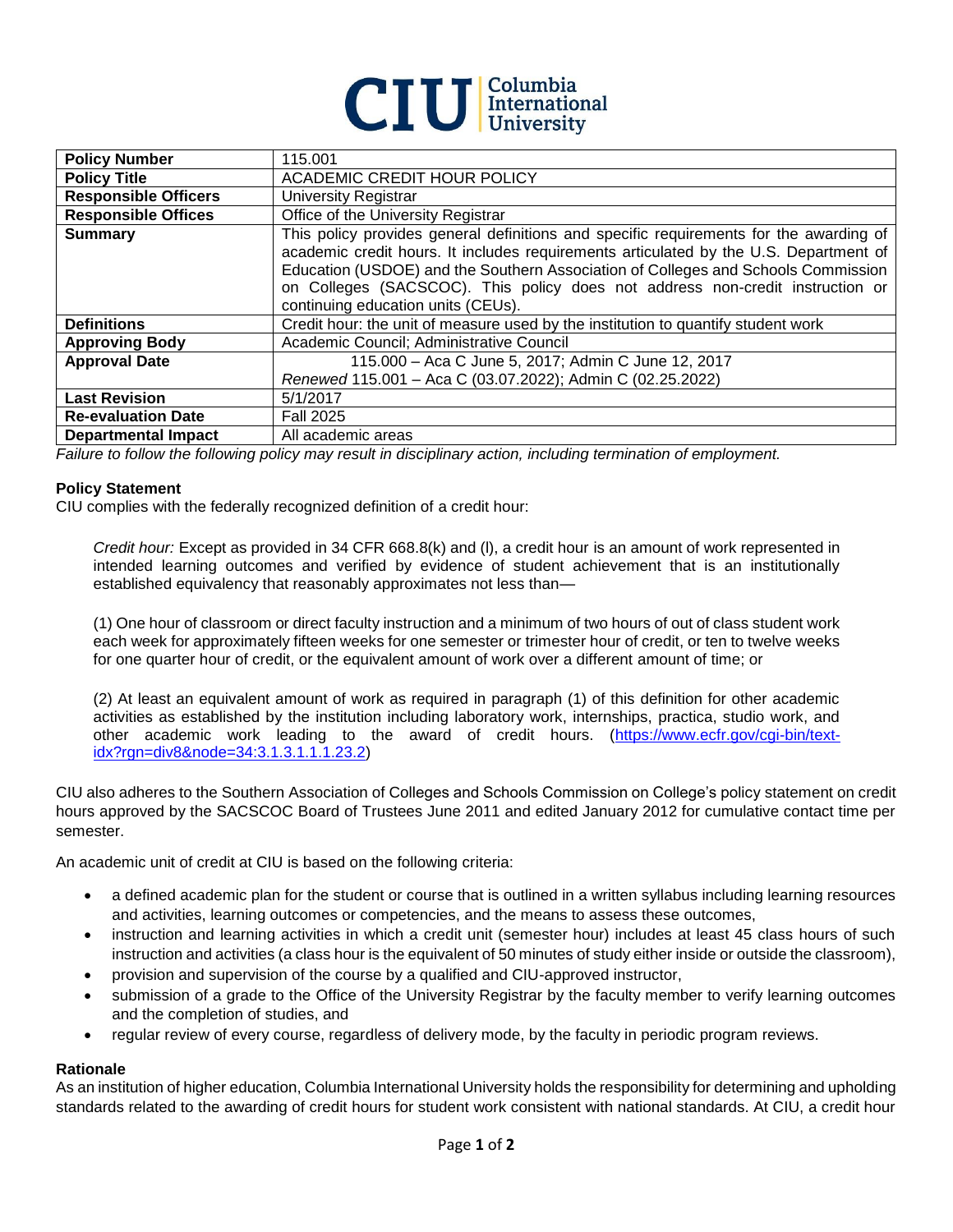CIU Columbia International University

| Policy Number | 115.001 |
|---|---|
| **Policy Title** | ACADEMIC CREDIT HOUR POLICY |
| **Responsible Officers** | University Registrar |
| **Responsible Offices** | Office of the University Registrar |
| **Summary** | This policy provides general definitions and specific requirements for the awarding of academic credit hours. It includes requirements articulated by the U.S. Department of Education (USDOE) and the Southern Association of Colleges and Schools Commission on Colleges (SACSCOC). This policy does not address non-credit instruction or continuing education units (CEUs). |
| **Definitions** | Credit hour: the unit of measure used by the institution to quantify student work |
| **Approving Body** | Academic Council; Administrative Council |
| **Approval Date** | 115.000 – Aca C June 5, 2017; Admin C June 12, 2017<br>*Renewed* 115.001 – Aca C (03.07.2022); Admin C (02.25.2022) |
| **Last Revision** | 5/1/2017 |
| **Re-evaluation Date** | Fall 2025 |
| **Departmental Impact** | All academic areas |

*Failure to follow the following policy may result in disciplinary action, including termination of employment.*

**Policy Statement**

CIU complies with the federally recognized definition of a credit hour:

> *Credit hour:* Except as provided in 34 CFR 668.8(k) and (l), a credit hour is an amount of work represented in intended learning outcomes and verified by evidence of student achievement that is an institutionally established equivalency that reasonably approximates not less than—
>
> (1) One hour of classroom or direct faculty instruction and a minimum of two hours of out of class student work each week for approximately fifteen weeks for one semester or trimester hour of credit, or ten to twelve weeks for one quarter hour of credit, or the equivalent amount of work over a different amount of time; or
>
> (2) At least an equivalent amount of work as required in paragraph (1) of this definition for other academic activities as established by the institution including laboratory work, internships, practica, studio work, and other academic work leading to the award of credit hours. (https://www.ecfr.gov/cgi-bin/text-idx?rgn=div8&node=34:3.1.3.1.1.1.23.2)

CIU also adheres to the Southern Association of Colleges and Schools Commission on College's policy statement on credit hours approved by the SACSCOC Board of Trustees June 2011 and edited January 2012 for cumulative contact time per semester.

An academic unit of credit at CIU is based on the following criteria:

- a defined academic plan for the student or course that is outlined in a written syllabus including learning resources and activities, learning outcomes or competencies, and the means to assess these outcomes,
- instruction and learning activities in which a credit unit (semester hour) includes at least 45 class hours of such instruction and activities (a class hour is the equivalent of 50 minutes of study either inside or outside the classroom),
- provision and supervision of the course by a qualified and CIU-approved instructor,
- submission of a grade to the Office of the University Registrar by the faculty member to verify learning outcomes and the completion of studies, and
- regular review of every course, regardless of delivery mode, by the faculty in periodic program reviews.

**Rationale**

As an institution of higher education, Columbia International University holds the responsibility for determining and upholding standards related to the awarding of credit hours for student work consistent with national standards. At CIU, a credit hour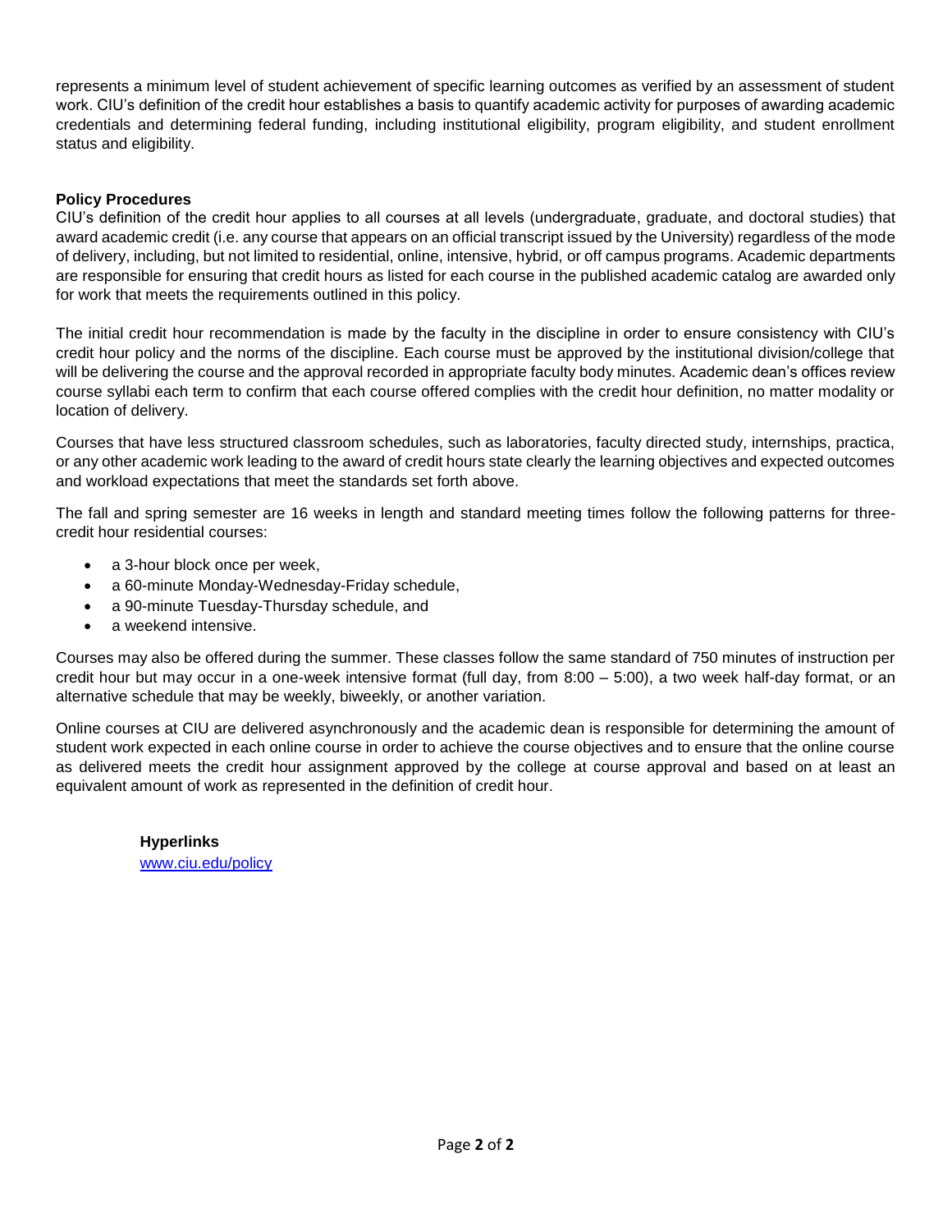represents a minimum level of student achievement of specific learning outcomes as verified by an assessment of student work. CIU's definition of the credit hour establishes a basis to quantify academic activity for purposes of awarding academic credentials and determining federal funding, including institutional eligibility, program eligibility, and student enrollment status and eligibility.

**Policy Procedures**

CIU's definition of the credit hour applies to all courses at all levels (undergraduate, graduate, and doctoral studies) that award academic credit (i.e. any course that appears on an official transcript issued by the University) regardless of the mode of delivery, including, but not limited to residential, online, intensive, hybrid, or off campus programs. Academic departments are responsible for ensuring that credit hours as listed for each course in the published academic catalog are awarded only for work that meets the requirements outlined in this policy.

The initial credit hour recommendation is made by the faculty in the discipline in order to ensure consistency with CIU's credit hour policy and the norms of the discipline. Each course must be approved by the institutional division/college that will be delivering the course and the approval recorded in appropriate faculty body minutes. Academic dean's offices review course syllabi each term to confirm that each course offered complies with the credit hour definition, no matter modality or location of delivery.

Courses that have less structured classroom schedules, such as laboratories, faculty directed study, internships, practica, or any other academic work leading to the award of credit hours state clearly the learning objectives and expected outcomes and workload expectations that meet the standards set forth above.

The fall and spring semester are 16 weeks in length and standard meeting times follow the following patterns for three-credit hour residential courses:

- a 3-hour block once per week,
- a 60-minute Monday-Wednesday-Friday schedule,
- a 90-minute Tuesday-Thursday schedule, and
- a weekend intensive.

Courses may also be offered during the summer. These classes follow the same standard of 750 minutes of instruction per credit hour but may occur in a one-week intensive format (full day, from 8:00 – 5:00), a two week half-day format, or an alternative schedule that may be weekly, biweekly, or another variation.

Online courses at CIU are delivered asynchronously and the academic dean is responsible for determining the amount of student work expected in each online course in order to achieve the course objectives and to ensure that the online course as delivered meets the credit hour assignment approved by the college at course approval and based on at least an equivalent amount of work as represented in the definition of credit hour.

**Hyperlinks**

www.ciu.edu/policy